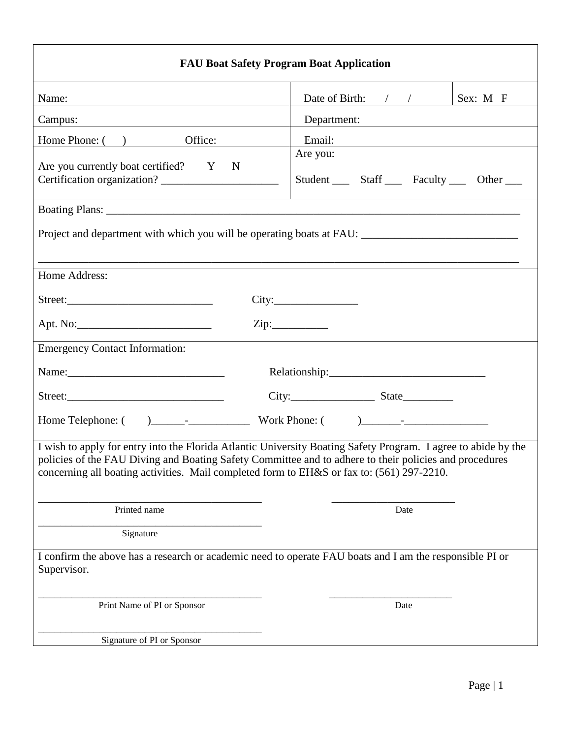# FAU Boat Safety Program Boat Application

| Name: | Date of Birth: / / | Sex: M F |
|---|---|---|
| Campus: | Department: | |
| Home Phone: ( ) Office: | Email: | |
| Are you currently boat certified? Y N<br>Certification organization? ____________________ | Are you:<br>Student ___ Staff ___ Faculty ___ Other ___ | |

Boating Plans: ___________________________________________________________________________

Project and department with which you will be operating boats at FAU: ___________________________

_____________________________________________________________________________________

Home Address:

Street:_________________________ City:_______________

Apt. No:________________________ Zip:__________

Emergency Contact Information:

Name:___________________________ Relationship:____________________________

Street:____________________________ City:_______________ State_________

Home Telephone: ( )______-___________ Work Phone: ( )_______-_______________

I wish to apply for entry into the Florida Atlantic University Boating Safety Program. I agree to abide by the policies of the FAU Diving and Boating Safety Committee and to adhere to their policies and procedures concerning all boating activities. Mail completed form to EH&S or fax to: (561) 297-2210.

_________________________________________ ______________________
Printed name Date

_________________________________________
Signature

I confirm the above has a research or academic need to operate FAU boats and I am the responsible PI or Supervisor.

_________________________________________ ______________________
Print Name of PI or Sponsor Date

_________________________________________
Signature of PI or Sponsor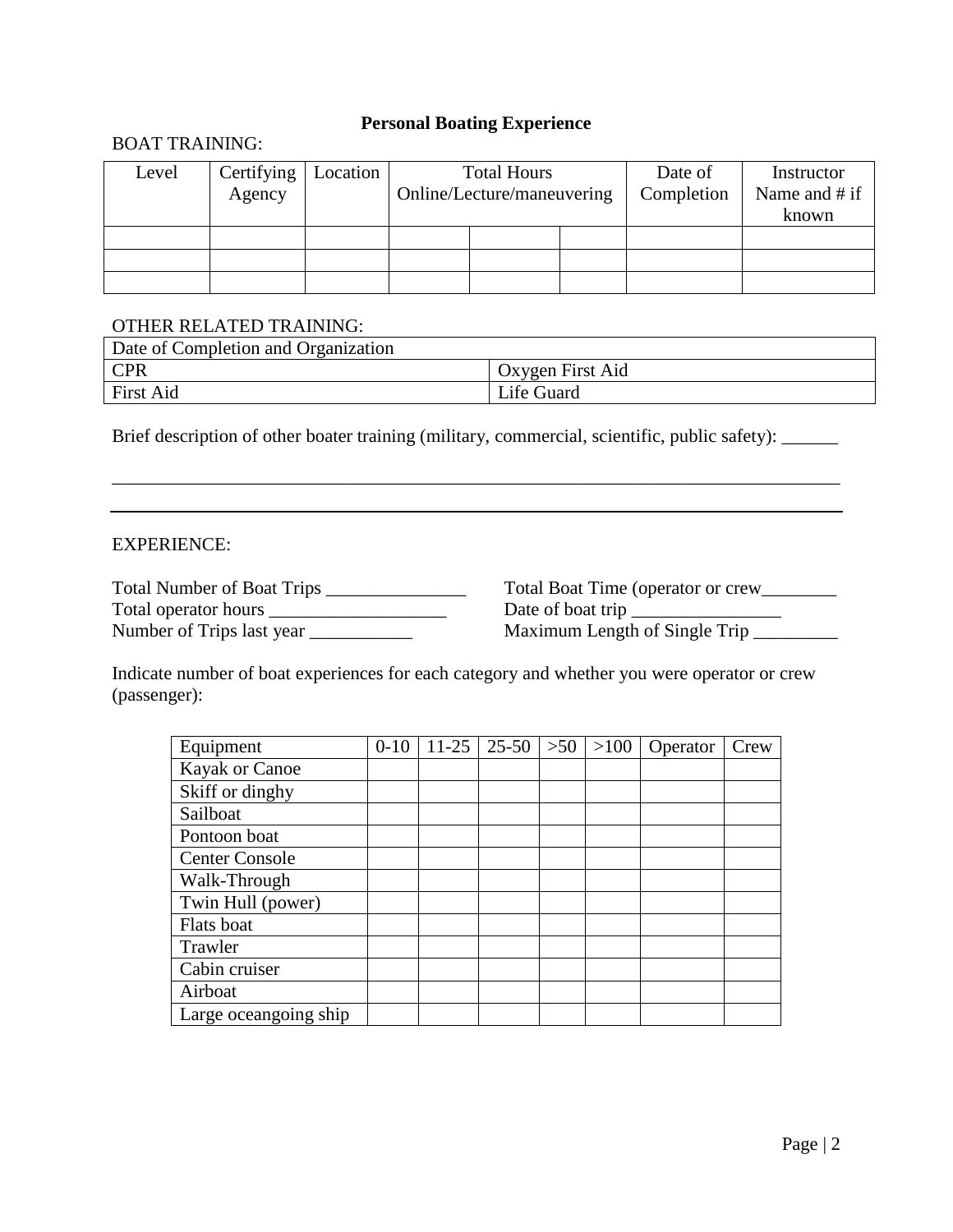## Personal Boating Experience

BOAT TRAINING:

| Level | Certifying Agency | Location | Total Hours Online/Lecture/maneuvering | | | Date of Completion | Instructor Name and # if known |
|---|---|---|---|---|---|---|---|
| | | | | | | | |
| | | | | | | | |
| | | | | | | | |

OTHER RELATED TRAINING:

| Date of Completion and Organization | |
|---|---|
| CPR | Oxygen First Aid |
| First Aid | Life Guard |

Brief description of other boater training (military, commercial, scientific, public safety): ______

_______________________________________________________________________________

_______________________________________________________________________________

EXPERIENCE:

Total Number of Boat Trips _______________

Total operator hours ___________________

Number of Trips last year ___________

Total Boat Time (operator or crew________

Date of boat trip ________________

Maximum Length of Single Trip _________

Indicate number of boat experiences for each category and whether you were operator or crew (passenger):

| Equipment | 0-10 | 11-25 | 25-50 | >50 | >100 | Operator | Crew |
|---|---|---|---|---|---|---|---|
| Kayak or Canoe | | | | | | | |
| Skiff or dinghy | | | | | | | |
| Sailboat | | | | | | | |
| Pontoon boat | | | | | | | |
| Center Console | | | | | | | |
| Walk-Through | | | | | | | |
| Twin Hull (power) | | | | | | | |
| Flats boat | | | | | | | |
| Trawler | | | | | | | |
| Cabin cruiser | | | | | | | |
| Airboat | | | | | | | |
| Large oceangoing ship | | | | | | | |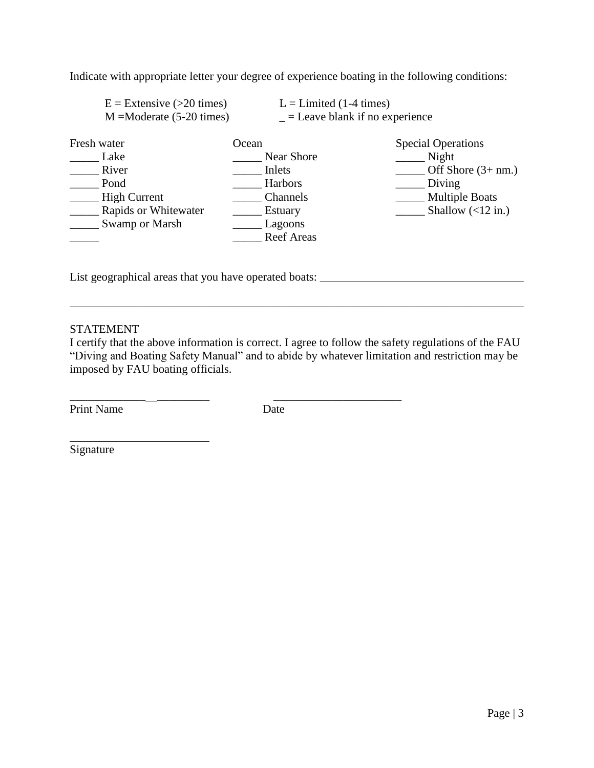Indicate with appropriate letter your degree of experience boating in the following conditions:

E = Extensive (>20 times)
M =Moderate (5-20 times)
L = Limited (1-4 times)
_ = Leave blank if no experience

| Fresh water | Ocean | Special Operations |
| --- | --- | --- |
| _____ Lake | _____ Near Shore | _____ Night |
| _____ River | _____ Inlets | _____ Off Shore (3+ nm.) |
| _____ Pond | _____ Harbors | _____ Diving |
| _____ High Current | _____ Channels | _____ Multiple Boats |
| _____ Rapids or Whitewater | _____ Estuary | _____ Shallow (<12 in.) |
| _____ Swamp or Marsh | _____ Lagoons | |
| _____ | _____ Reef Areas | |

List geographical areas that you have operated boats: ___________________________________

________________________________________________________________________________

STATEMENT

I certify that the above information is correct. I agree to follow the safety regulations of the FAU "Diving and Boating Safety Manual" and to abide by whatever limitation and restriction may be imposed by FAU boating officials.

________________________ ______________________

Print Name Date

________________________

Signature